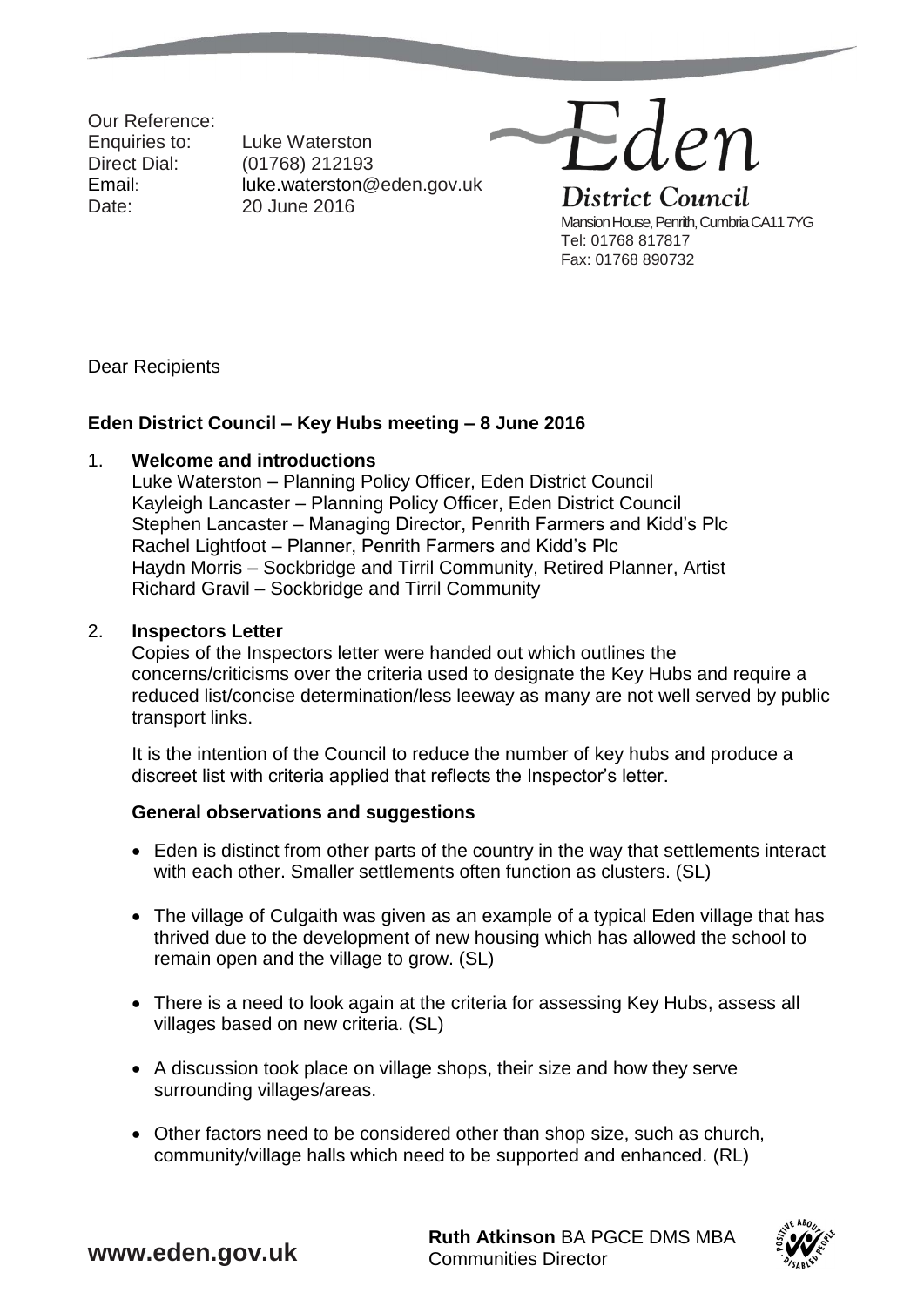Our Reference:
Enquiries to: Luke Waterston
Direct Dial: (01768) 212193
Email: luke.waterston@eden.gov.uk
Date: 20 June 2016

Eden
District Council
Mansion House, Penrith, Cumbria CA11 7YG
Tel: 01768 817817
Fax: 01768 890732

Dear Recipients

**Eden District Council – Key Hubs meeting – 8 June 2016**

1. **Welcome and introductions**
   Luke Waterston – Planning Policy Officer, Eden District Council
   Kayleigh Lancaster – Planning Policy Officer, Eden District Council
   Stephen Lancaster – Managing Director, Penrith Farmers and Kidd's Plc
   Rachel Lightfoot – Planner, Penrith Farmers and Kidd's Plc
   Haydn Morris – Sockbridge and Tirril Community, Retired Planner, Artist
   Richard Gravil – Sockbridge and Tirril Community

2. **Inspectors Letter**
   Copies of the Inspectors letter were handed out which outlines the concerns/criticisms over the criteria used to designate the Key Hubs and require a reduced list/concise determination/less leeway as many are not well served by public transport links.

   It is the intention of the Council to reduce the number of key hubs and produce a discreet list with criteria applied that reflects the Inspector's letter.

   **General observations and suggestions**

   - Eden is distinct from other parts of the country in the way that settlements interact with each other. Smaller settlements often function as clusters. (SL)
   - The village of Culgaith was given as an example of a typical Eden village that has thrived due to the development of new housing which has allowed the school to remain open and the village to grow. (SL)
   - There is a need to look again at the criteria for assessing Key Hubs, assess all villages based on new criteria. (SL)
   - A discussion took place on village shops, their size and how they serve surrounding villages/areas.
   - Other factors need to be considered other than shop size, such as church, community/village halls which need to be supported and enhanced. (RL)

www.eden.gov.uk

**Ruth Atkinson** BA PGCE DMS MBA
Communities Director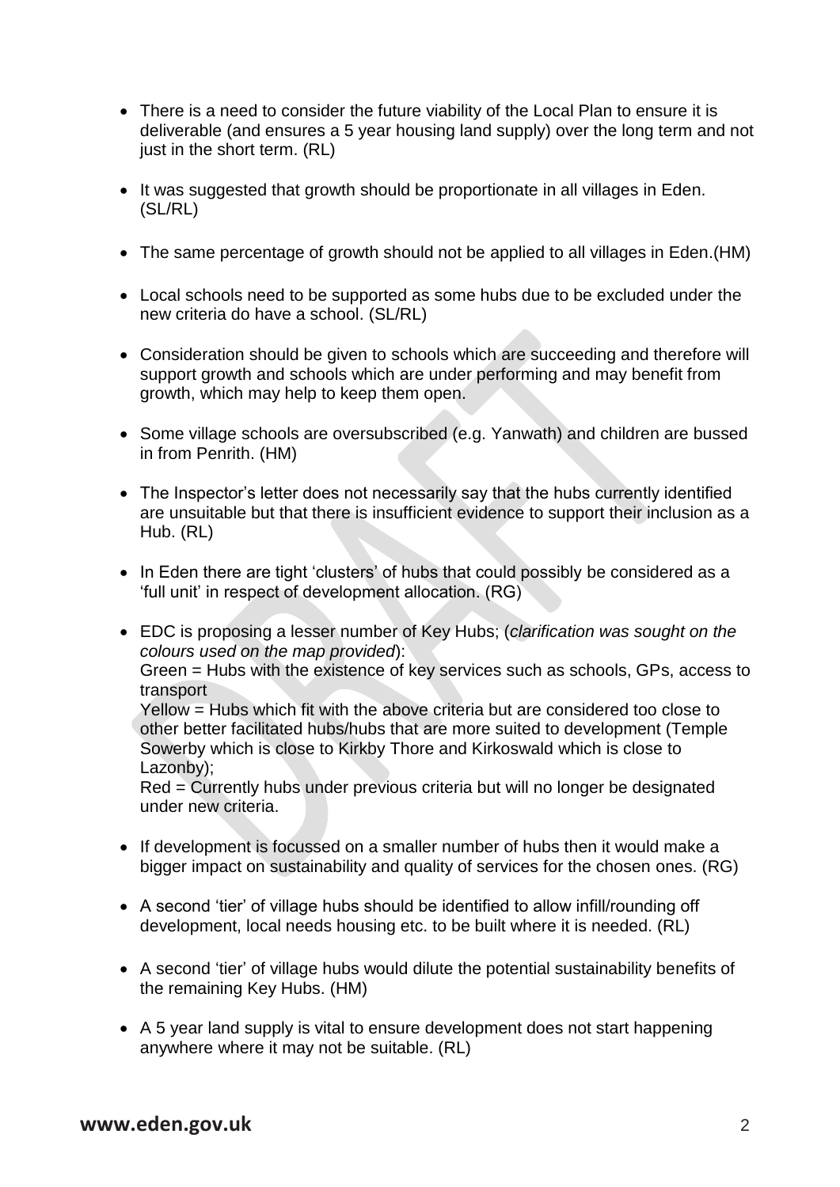- There is a need to consider the future viability of the Local Plan to ensure it is deliverable (and ensures a 5 year housing land supply) over the long term and not just in the short term. (RL)

- It was suggested that growth should be proportionate in all villages in Eden. (SL/RL)

- The same percentage of growth should not be applied to all villages in Eden.(HM)

- Local schools need to be supported as some hubs due to be excluded under the new criteria do have a school. (SL/RL)

- Consideration should be given to schools which are succeeding and therefore will support growth and schools which are under performing and may benefit from growth, which may help to keep them open.

- Some village schools are oversubscribed (e.g. Yanwath) and children are bussed in from Penrith. (HM)

- The Inspector's letter does not necessarily say that the hubs currently identified are unsuitable but that there is insufficient evidence to support their inclusion as a Hub. (RL)

- In Eden there are tight 'clusters' of hubs that could possibly be considered as a 'full unit' in respect of development allocation. (RG)

- EDC is proposing a lesser number of Key Hubs; (*clarification was sought on the colours used on the map provided*):
  Green = Hubs with the existence of key services such as schools, GPs, access to transport
  Yellow = Hubs which fit with the above criteria but are considered too close to other better facilitated hubs/hubs that are more suited to development (Temple Sowerby which is close to Kirkby Thore and Kirkoswald which is close to Lazonby);
  Red = Currently hubs under previous criteria but will no longer be designated under new criteria.

- If development is focussed on a smaller number of hubs then it would make a bigger impact on sustainability and quality of services for the chosen ones. (RG)

- A second 'tier' of village hubs should be identified to allow infill/rounding off development, local needs housing etc. to be built where it is needed. (RL)

- A second 'tier' of village hubs would dilute the potential sustainability benefits of the remaining Key Hubs. (HM)

- A 5 year land supply is vital to ensure development does not start happening anywhere where it may not be suitable. (RL)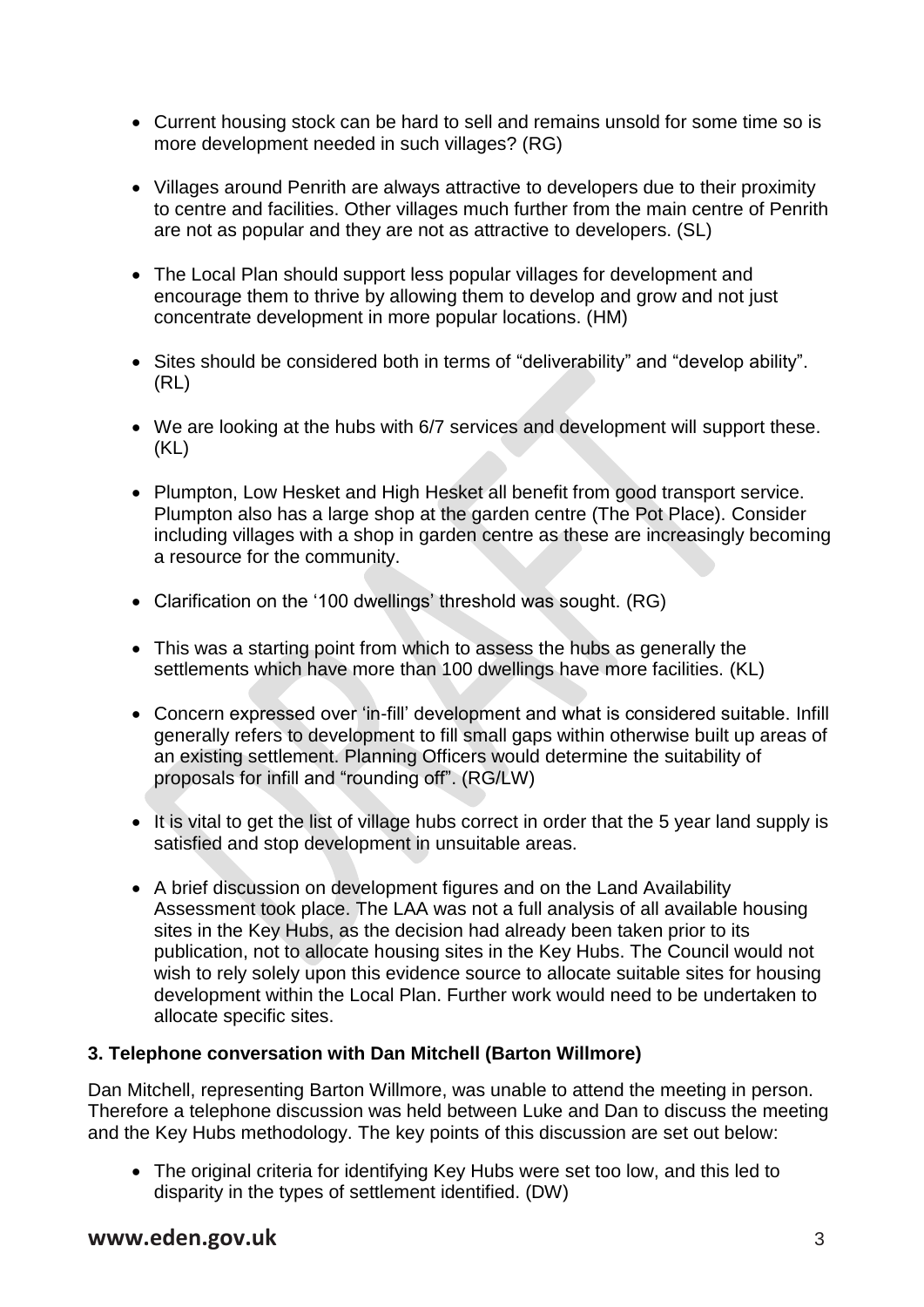- Current housing stock can be hard to sell and remains unsold for some time so is more development needed in such villages? (RG)
- Villages around Penrith are always attractive to developers due to their proximity to centre and facilities. Other villages much further from the main centre of Penrith are not as popular and they are not as attractive to developers. (SL)
- The Local Plan should support less popular villages for development and encourage them to thrive by allowing them to develop and grow and not just concentrate development in more popular locations. (HM)
- Sites should be considered both in terms of "deliverability" and "develop ability". (RL)
- We are looking at the hubs with 6/7 services and development will support these. (KL)
- Plumpton, Low Hesket and High Hesket all benefit from good transport service. Plumpton also has a large shop at the garden centre (The Pot Place). Consider including villages with a shop in garden centre as these are increasingly becoming a resource for the community.
- Clarification on the '100 dwellings' threshold was sought. (RG)
- This was a starting point from which to assess the hubs as generally the settlements which have more than 100 dwellings have more facilities. (KL)
- Concern expressed over 'in-fill' development and what is considered suitable. Infill generally refers to development to fill small gaps within otherwise built up areas of an existing settlement. Planning Officers would determine the suitability of proposals for infill and "rounding off". (RG/LW)
- It is vital to get the list of village hubs correct in order that the 5 year land supply is satisfied and stop development in unsuitable areas.
- A brief discussion on development figures and on the Land Availability Assessment took place. The LAA was not a full analysis of all available housing sites in the Key Hubs, as the decision had already been taken prior to its publication, not to allocate housing sites in the Key Hubs. The Council would not wish to rely solely upon this evidence source to allocate suitable sites for housing development within the Local Plan. Further work would need to be undertaken to allocate specific sites.

**3. Telephone conversation with Dan Mitchell (Barton Willmore)**

Dan Mitchell, representing Barton Willmore, was unable to attend the meeting in person. Therefore a telephone discussion was held between Luke and Dan to discuss the meeting and the Key Hubs methodology. The key points of this discussion are set out below:

- The original criteria for identifying Key Hubs were set too low, and this led to disparity in the types of settlement identified. (DW)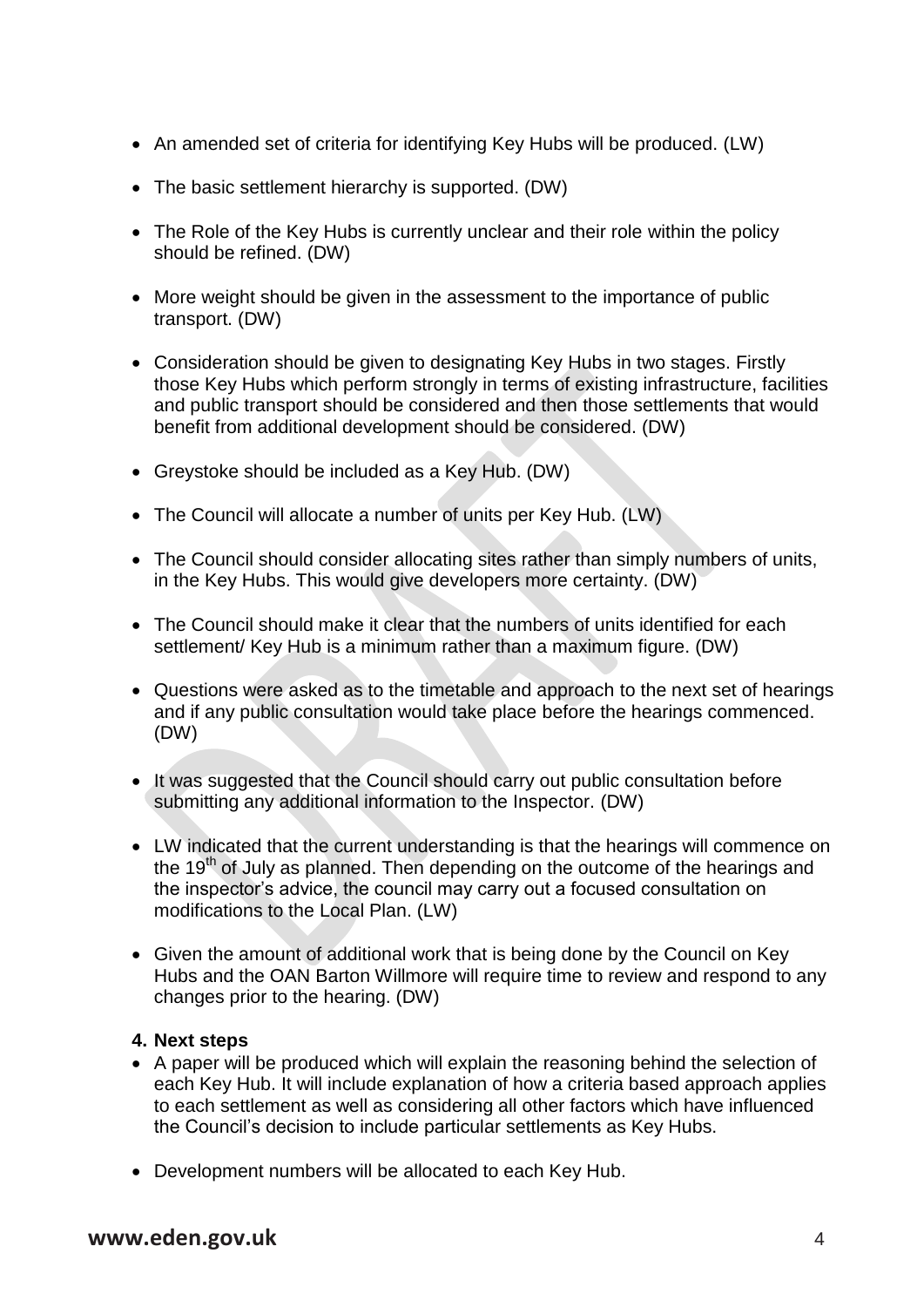- An amended set of criteria for identifying Key Hubs will be produced. (LW)

- The basic settlement hierarchy is supported. (DW)

- The Role of the Key Hubs is currently unclear and their role within the policy should be refined. (DW)

- More weight should be given in the assessment to the importance of public transport. (DW)

- Consideration should be given to designating Key Hubs in two stages. Firstly those Key Hubs which perform strongly in terms of existing infrastructure, facilities and public transport should be considered and then those settlements that would benefit from additional development should be considered. (DW)

- Greystoke should be included as a Key Hub. (DW)

- The Council will allocate a number of units per Key Hub. (LW)

- The Council should consider allocating sites rather than simply numbers of units, in the Key Hubs. This would give developers more certainty. (DW)

- The Council should make it clear that the numbers of units identified for each settlement/ Key Hub is a minimum rather than a maximum figure. (DW)

- Questions were asked as to the timetable and approach to the next set of hearings and if any public consultation would take place before the hearings commenced. (DW)

- It was suggested that the Council should carry out public consultation before submitting any additional information to the Inspector. (DW)

- LW indicated that the current understanding is that the hearings will commence on the 19th of July as planned. Then depending on the outcome of the hearings and the inspector's advice, the council may carry out a focused consultation on modifications to the Local Plan. (LW)

- Given the amount of additional work that is being done by the Council on Key Hubs and the OAN Barton Willmore will require time to review and respond to any changes prior to the hearing. (DW)

**4. Next steps**

- A paper will be produced which will explain the reasoning behind the selection of each Key Hub. It will include explanation of how a criteria based approach applies to each settlement as well as considering all other factors which have influenced the Council's decision to include particular settlements as Key Hubs.

- Development numbers will be allocated to each Key Hub.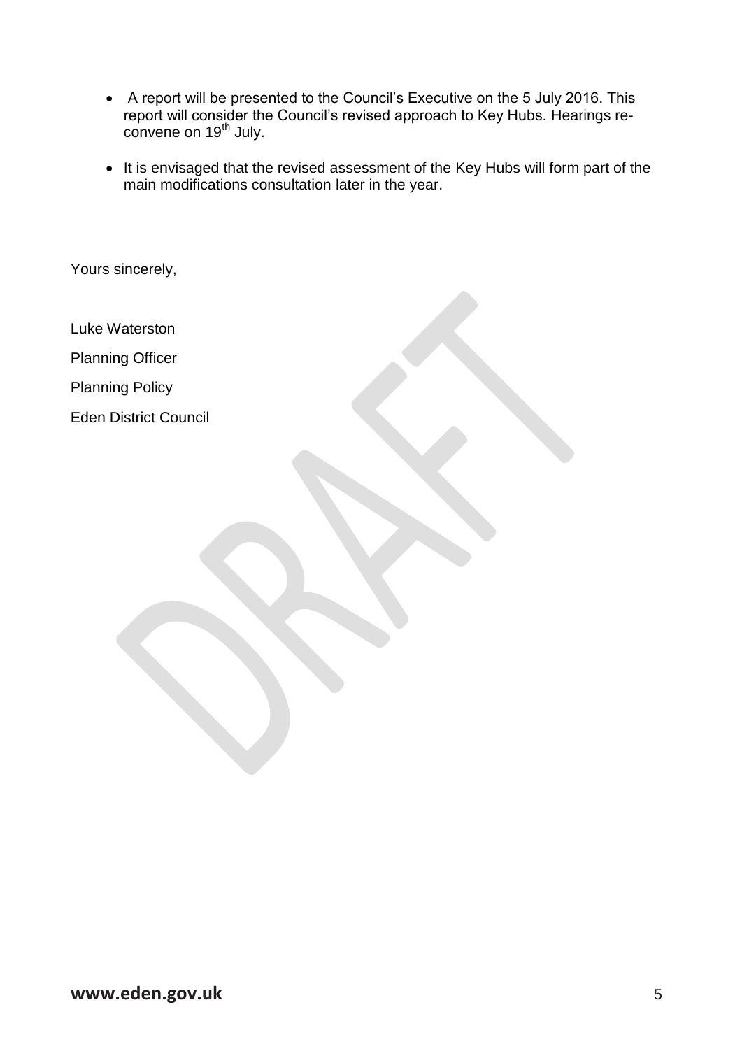- A report will be presented to the Council's Executive on the 5 July 2016. This report will consider the Council's revised approach to Key Hubs. Hearings re-convene on 19th July.
- It is envisaged that the revised assessment of the Key Hubs will form part of the main modifications consultation later in the year.

Yours sincerely,

Luke Waterston

Planning Officer

Planning Policy

Eden District Council